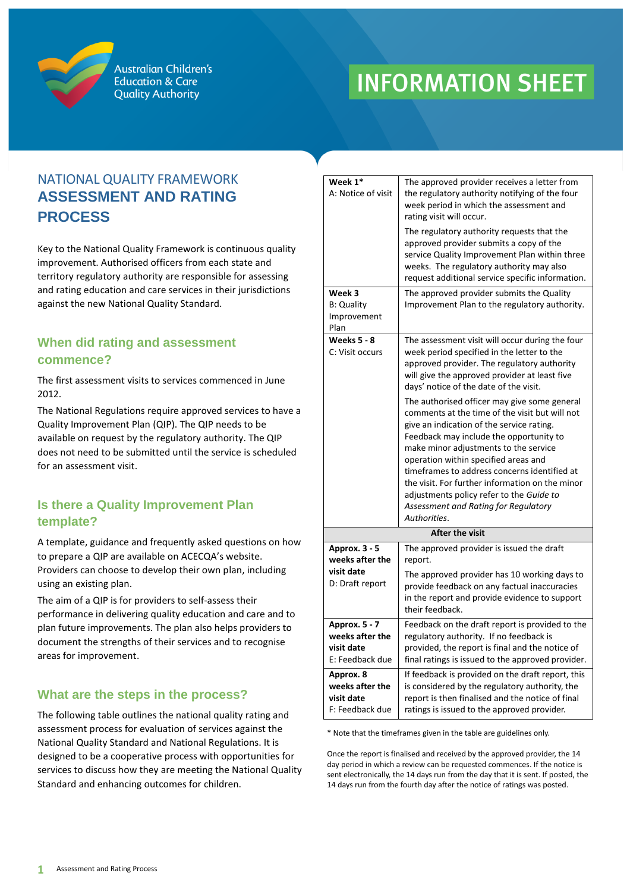Australian Children's Education & Care Quality Authority

# INFORMATION SHEET

## NATIONAL QUALITY FRAMEWORK
## ASSESSMENT AND RATING PROCESS

Key to the National Quality Framework is continuous quality improvement. Authorised officers from each state and territory regulatory authority are responsible for assessing and rating education and care services in their jurisdictions against the new National Quality Standard.

### When did rating and assessment commence?

The first assessment visits to services commenced in June 2012.

The National Regulations require approved services to have a Quality Improvement Plan (QIP). The QIP needs to be available on request by the regulatory authority. The QIP does not need to be submitted until the service is scheduled for an assessment visit.

### Is there a Quality Improvement Plan template?

A template, guidance and frequently asked questions on how to prepare a QIP are available on ACECQA's website. Providers can choose to develop their own plan, including using an existing plan.

The aim of a QIP is for providers to self-assess their performance in delivering quality education and care and to plan future improvements. The plan also helps providers to document the strengths of their services and to recognise areas for improvement.

### What are the steps in the process?

The following table outlines the national quality rating and assessment process for evaluation of services against the National Quality Standard and National Regulations. It is designed to be a cooperative process with opportunities for services to discuss how they are meeting the National Quality Standard and enhancing outcomes for children.

| | |
|---|---|
| **Week 1***<br>A: Notice of visit | The approved provider receives a letter from the regulatory authority notifying of the four week period in which the assessment and rating visit will occur.<br>The regulatory authority requests that the approved provider submits a copy of the service Quality Improvement Plan within three weeks. The regulatory authority may also request additional service specific information. |
| **Week 3**<br>B: Quality Improvement Plan | The approved provider submits the Quality Improvement Plan to the regulatory authority. |
| **Weeks 5 - 8**<br>C: Visit occurs | The assessment visit will occur during the four week period specified in the letter to the approved provider. The regulatory authority will give the approved provider at least five days' notice of the date of the visit.<br>The authorised officer may give some general comments at the time of the visit but will not give an indication of the service rating. Feedback may include the opportunity to make minor adjustments to the service operation within specified areas and timeframes to address concerns identified at the visit. For further information on the minor adjustments policy refer to the *Guide to Assessment and Rating for Regulatory Authorities*. |
| **After the visit** | |
| **Approx. 3 - 5 weeks after the visit date**<br>D: Draft report | The approved provider is issued the draft report.<br>The approved provider has 10 working days to provide feedback on any factual inaccuracies in the report and provide evidence to support their feedback. |
| **Approx. 5 - 7 weeks after the visit date**<br>E: Feedback due | Feedback on the draft report is provided to the regulatory authority. If no feedback is provided, the report is final and the notice of final ratings is issued to the approved provider. |
| **Approx. 8 weeks after the visit date**<br>F: Feedback due | If feedback is provided on the draft report, this is considered by the regulatory authority, the report is then finalised and the notice of final ratings is issued to the approved provider. |

\* Note that the timeframes given in the table are guidelines only.

Once the report is finalised and received by the approved provider, the 14 day period in which a review can be requested commences. If the notice is sent electronically, the 14 days run from the day that it is sent. If posted, the 14 days run from the fourth day after the notice of ratings was posted.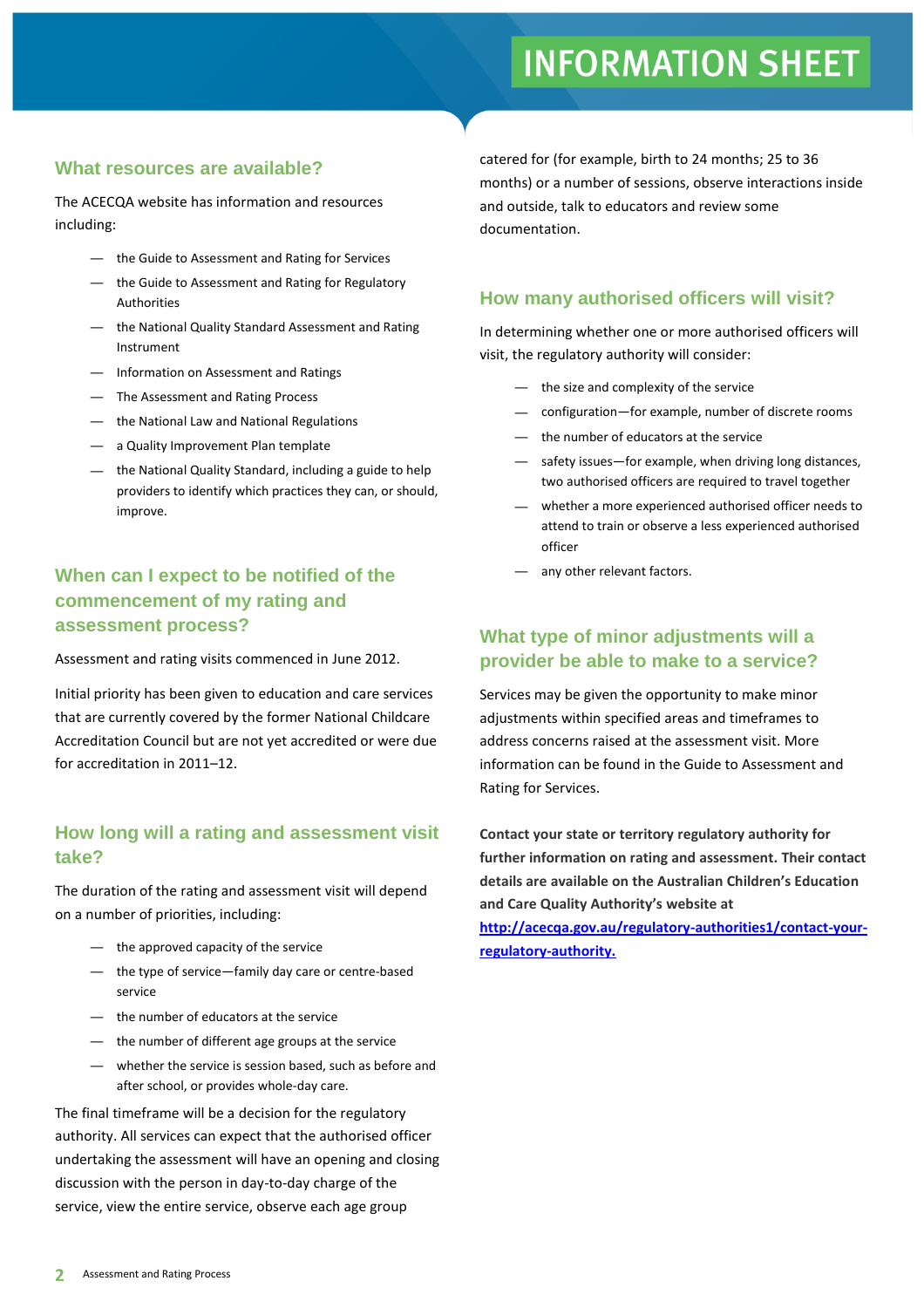# INFORMATION SHEET

## What resources are available?

The ACECQA website has information and resources including:

- the Guide to Assessment and Rating for Services
- the Guide to Assessment and Rating for Regulatory Authorities
- the National Quality Standard Assessment and Rating Instrument
- Information on Assessment and Ratings
- The Assessment and Rating Process
- the National Law and National Regulations
- a Quality Improvement Plan template
- the National Quality Standard, including a guide to help providers to identify which practices they can, or should, improve.

## When can I expect to be notified of the commencement of my rating and assessment process?

Assessment and rating visits commenced in June 2012.

Initial priority has been given to education and care services that are currently covered by the former National Childcare Accreditation Council but are not yet accredited or were due for accreditation in 2011–12.

## How long will a rating and assessment visit take?

The duration of the rating and assessment visit will depend on a number of priorities, including:

- the approved capacity of the service
- the type of service—family day care or centre-based service
- the number of educators at the service
- the number of different age groups at the service
- whether the service is session based, such as before and after school, or provides whole-day care.

The final timeframe will be a decision for the regulatory authority. All services can expect that the authorised officer undertaking the assessment will have an opening and closing discussion with the person in day-to-day charge of the service, view the entire service, observe each age group catered for (for example, birth to 24 months; 25 to 36 months) or a number of sessions, observe interactions inside and outside, talk to educators and review some documentation.

## How many authorised officers will visit?

In determining whether one or more authorised officers will visit, the regulatory authority will consider:

- the size and complexity of the service
- configuration—for example, number of discrete rooms
- the number of educators at the service
- safety issues—for example, when driving long distances, two authorised officers are required to travel together
- whether a more experienced authorised officer needs to attend to train or observe a less experienced authorised officer
- any other relevant factors.

## What type of minor adjustments will a provider be able to make to a service?

Services may be given the opportunity to make minor adjustments within specified areas and timeframes to address concerns raised at the assessment visit. More information can be found in the Guide to Assessment and Rating for Services.

**Contact your state or territory regulatory authority for further information on rating and assessment. Their contact details are available on the Australian Children's Education and Care Quality Authority's website at [http://acecqa.gov.au/regulatory-authorities1/contact-your-regulatory-authority.](http://acecqa.gov.au/regulatory-authorities1/contact-your-regulatory-authority)**